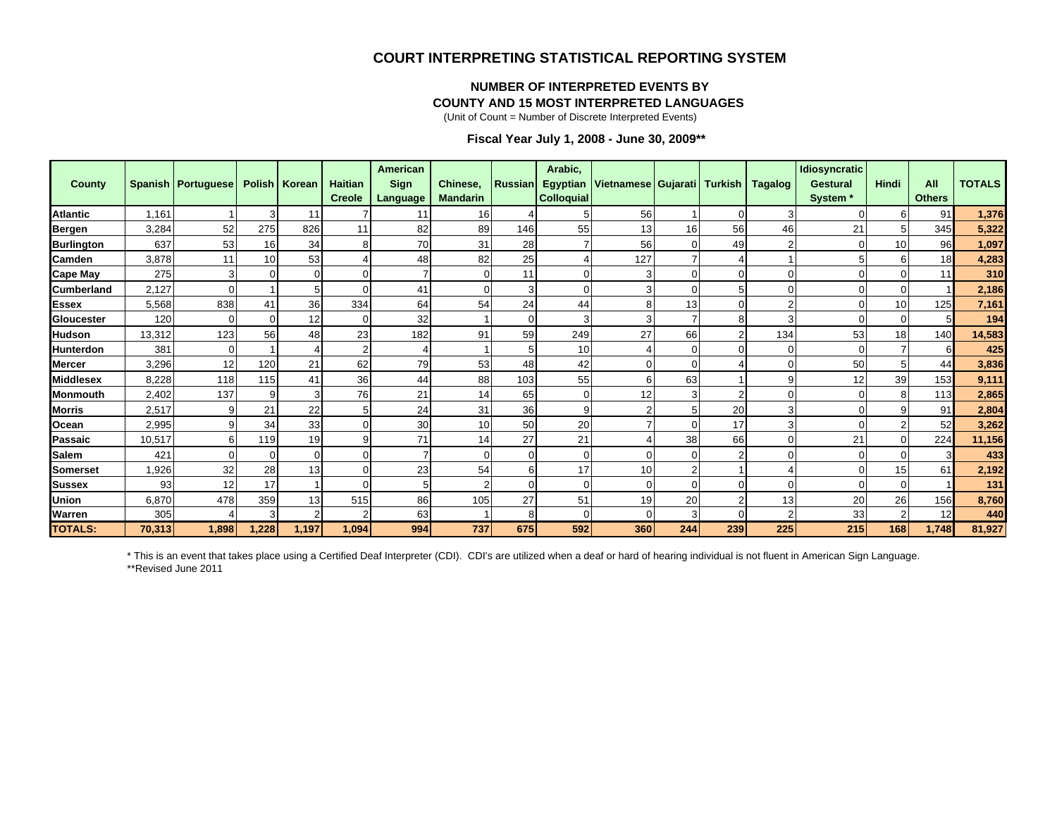## COURT INTERPRETING STATISTICAL REPORTING SYSTEM

### NUMBER OF INTERPRETED EVENTS BY COUNTY AND 15 MOST INTERPRETED LANGUAGES

(Unit of Count = Number of Discrete Interpreted Events)

### Fiscal Year July 1, 2008 - June 30, 2009**

| County | Spanish | Portuguese | Polish | Korean | Haitian Creole | American Sign Language | Chinese, Mandarin | Russian | Arabic, Egyptian Colloquial | Vietnamese | Gujarati | Turkish | Tagalog | Idiosyncratic Gestural System * | Hindi | All Others | TOTALS |
|---|---|---|---|---|---|---|---|---|---|---|---|---|---|---|---|---|---|
| **Atlantic** | 1,161 | 1 | 3 | 11 | 7 | 11 | 16 | 4 | 5 | 56 | 1 | 0 | 3 | 0 | 6 | 91 | **1,376** |
| **Bergen** | 3,284 | 52 | 275 | 826 | 11 | 82 | 89 | 146 | 55 | 13 | 16 | 56 | 46 | 21 | 5 | 345 | **5,322** |
| **Burlington** | 637 | 53 | 16 | 34 | 8 | 70 | 31 | 28 | 7 | 56 | 0 | 49 | 2 | 0 | 10 | 96 | **1,097** |
| **Camden** | 3,878 | 11 | 10 | 53 | 4 | 48 | 82 | 25 | 4 | 127 | 7 | 4 | 1 | 5 | 6 | 18 | **4,283** |
| **Cape May** | 275 | 3 | 0 | 0 | 0 | 7 | 0 | 11 | 0 | 3 | 0 | 0 | 0 | 0 | 0 | 11 | **310** |
| **Cumberland** | 2,127 | 0 | 1 | 5 | 0 | 41 | 0 | 3 | 0 | 3 | 0 | 5 | 0 | 0 | 0 | 1 | **2,186** |
| **Essex** | 5,568 | 838 | 41 | 36 | 334 | 64 | 54 | 24 | 44 | 8 | 13 | 0 | 2 | 0 | 10 | 125 | **7,161** |
| **Gloucester** | 120 | 0 | 0 | 12 | 0 | 32 | 1 | 0 | 3 | 3 | 7 | 8 | 3 | 0 | 0 | 5 | **194** |
| **Hudson** | 13,312 | 123 | 56 | 48 | 23 | 182 | 91 | 59 | 249 | 27 | 66 | 2 | 134 | 53 | 18 | 140 | **14,583** |
| **Hunterdon** | 381 | 0 | 1 | 4 | 2 | 4 | 1 | 5 | 10 | 4 | 0 | 0 | 0 | 0 | 7 | 6 | **425** |
| **Mercer** | 3,296 | 12 | 120 | 21 | 62 | 79 | 53 | 48 | 42 | 0 | 0 | 4 | 0 | 50 | 5 | 44 | **3,836** |
| **Middlesex** | 8,228 | 118 | 115 | 41 | 36 | 44 | 88 | 103 | 55 | 6 | 63 | 1 | 9 | 12 | 39 | 153 | **9,111** |
| **Monmouth** | 2,402 | 137 | 9 | 3 | 76 | 21 | 14 | 65 | 0 | 12 | 3 | 2 | 0 | 0 | 8 | 113 | **2,865** |
| **Morris** | 2,517 | 9 | 21 | 22 | 5 | 24 | 31 | 36 | 9 | 2 | 5 | 20 | 3 | 0 | 9 | 91 | **2,804** |
| **Ocean** | 2,995 | 9 | 34 | 33 | 0 | 30 | 10 | 50 | 20 | 7 | 0 | 17 | 3 | 0 | 2 | 52 | **3,262** |
| **Passaic** | 10,517 | 6 | 119 | 19 | 9 | 71 | 14 | 27 | 21 | 4 | 38 | 66 | 0 | 21 | 0 | 224 | **11,156** |
| **Salem** | 421 | 0 | 0 | 0 | 0 | 7 | 0 | 0 | 0 | 0 | 0 | 2 | 0 | 0 | 0 | 3 | **433** |
| **Somerset** | 1,926 | 32 | 28 | 13 | 0 | 23 | 54 | 6 | 17 | 10 | 2 | 1 | 4 | 0 | 15 | 61 | **2,192** |
| **Sussex** | 93 | 12 | 17 | 1 | 0 | 5 | 2 | 0 | 0 | 0 | 0 | 0 | 0 | 0 | 0 | 1 | **131** |
| **Union** | 6,870 | 478 | 359 | 13 | 515 | 86 | 105 | 27 | 51 | 19 | 20 | 2 | 13 | 20 | 26 | 156 | **8,760** |
| **Warren** | 305 | 4 | 3 | 2 | 2 | 63 | 1 | 8 | 0 | 0 | 3 | 0 | 2 | 33 | 2 | 12 | **440** |
| **TOTALS:** | **70,313** | **1,898** | **1,228** | **1,197** | **1,094** | **994** | **737** | **675** | **592** | **360** | **244** | **239** | **225** | **215** | **168** | **1,748** | **81,927** |

* This is an event that takes place using a Certified Deaf Interpreter (CDI). CDI's are utilized when a deaf or hard of hearing individual is not fluent in American Sign Language.

**Revised June 2011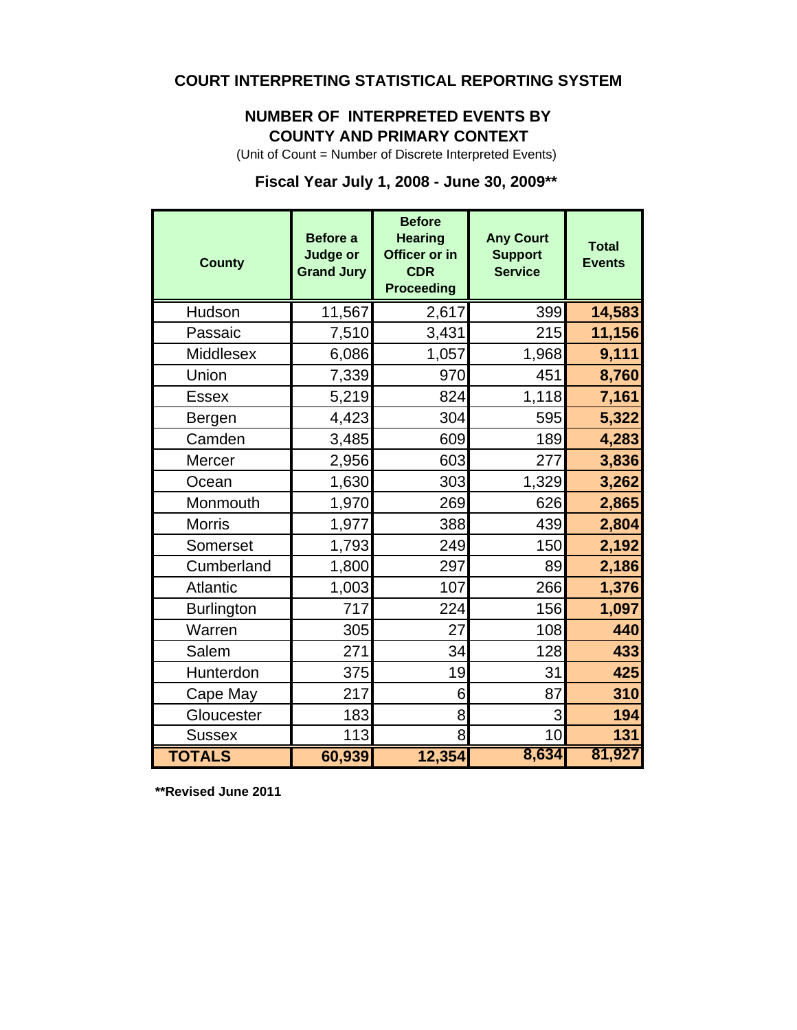## COURT INTERPRETING STATISTICAL REPORTING SYSTEM

### NUMBER OF INTERPRETED EVENTS BY COUNTY AND PRIMARY CONTEXT

(Unit of Count = Number of Discrete Interpreted Events)

### Fiscal Year July 1, 2008 - June 30, 2009**

| County | Before a Judge or Grand Jury | Before Hearing Officer or in CDR Proceeding | Any Court Support Service | Total Events |
|---|---|---|---|---|
| Hudson | 11,567 | 2,617 | 399 | **14,583** |
| Passaic | 7,510 | 3,431 | 215 | **11,156** |
| Middlesex | 6,086 | 1,057 | 1,968 | **9,111** |
| Union | 7,339 | 970 | 451 | **8,760** |
| Essex | 5,219 | 824 | 1,118 | **7,161** |
| Bergen | 4,423 | 304 | 595 | **5,322** |
| Camden | 3,485 | 609 | 189 | **4,283** |
| Mercer | 2,956 | 603 | 277 | **3,836** |
| Ocean | 1,630 | 303 | 1,329 | **3,262** |
| Monmouth | 1,970 | 269 | 626 | **2,865** |
| Morris | 1,977 | 388 | 439 | **2,804** |
| Somerset | 1,793 | 249 | 150 | **2,192** |
| Cumberland | 1,800 | 297 | 89 | **2,186** |
| Atlantic | 1,003 | 107 | 266 | **1,376** |
| Burlington | 717 | 224 | 156 | **1,097** |
| Warren | 305 | 27 | 108 | **440** |
| Salem | 271 | 34 | 128 | **433** |
| Hunterdon | 375 | 19 | 31 | **425** |
| Cape May | 217 | 6 | 87 | **310** |
| Gloucester | 183 | 8 | 3 | **194** |
| Sussex | 113 | 8 | 10 | **131** |
| **TOTALS** | **60,939** | **12,354** | **8,634** | **81,927** |

**\*\*Revised June 2011**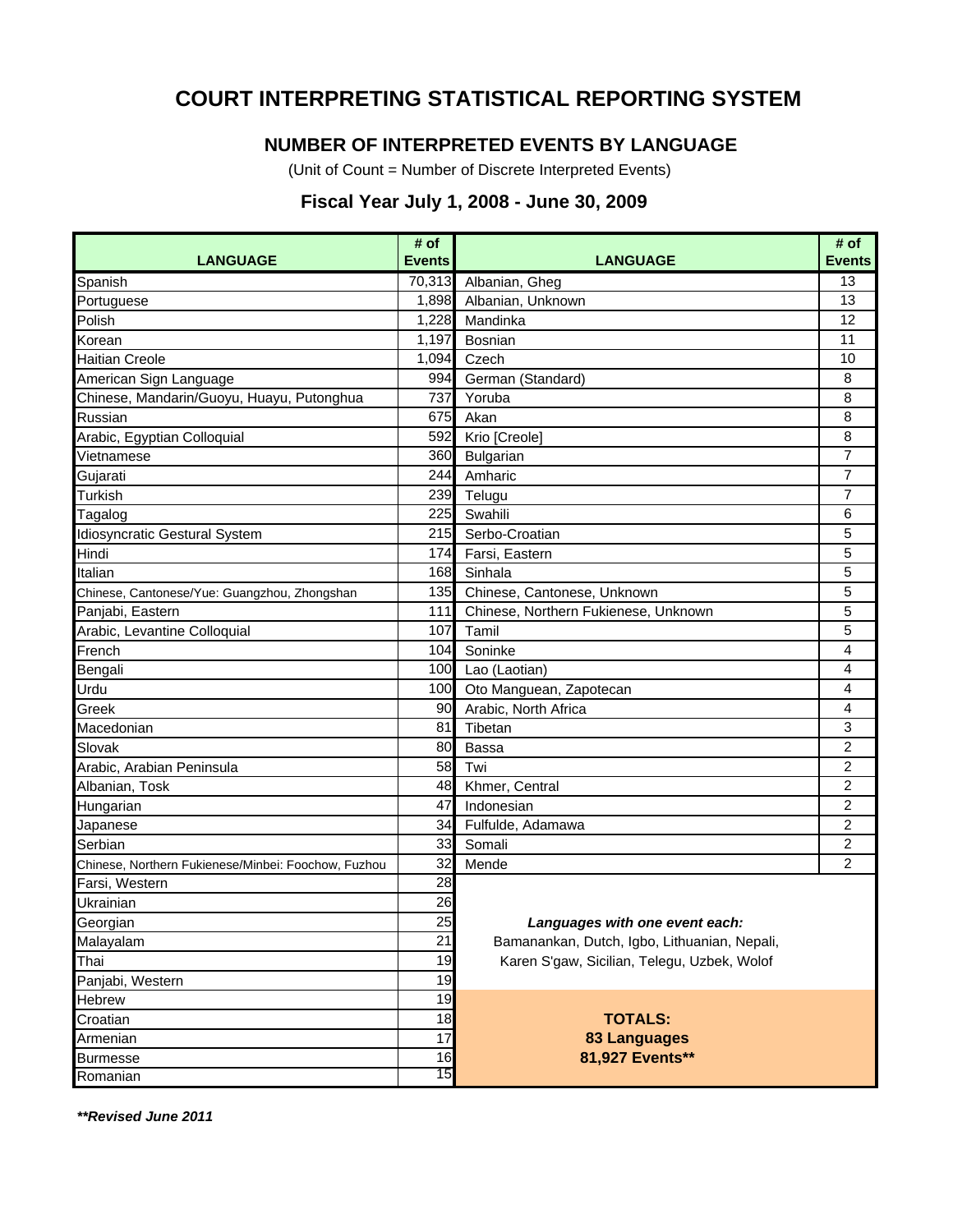# COURT INTERPRETING STATISTICAL REPORTING SYSTEM

## NUMBER OF INTERPRETED EVENTS BY LANGUAGE

(Unit of Count = Number of Discrete Interpreted Events)

### Fiscal Year July 1, 2008 - June 30, 2009

| LANGUAGE | # of Events | LANGUAGE | # of Events |
|---|---|---|---|
| Spanish | 70,313 | Albanian, Gheg | 13 |
| Portuguese | 1,898 | Albanian, Unknown | 13 |
| Polish | 1,228 | Mandinka | 12 |
| Korean | 1,197 | Bosnian | 11 |
| Haitian Creole | 1,094 | Czech | 10 |
| American Sign Language | 994 | German (Standard) | 8 |
| Chinese, Mandarin/Guoyu, Huayu, Putonghua | 737 | Yoruba | 8 |
| Russian | 675 | Akan | 8 |
| Arabic, Egyptian Colloquial | 592 | Krio [Creole] | 8 |
| Vietnamese | 360 | Bulgarian | 7 |
| Gujarati | 244 | Amharic | 7 |
| Turkish | 239 | Telugu | 7 |
| Tagalog | 225 | Swahili | 6 |
| Idiosyncratic Gestural System | 215 | Serbo-Croatian | 5 |
| Hindi | 174 | Farsi, Eastern | 5 |
| Italian | 168 | Sinhala | 5 |
| Chinese, Cantonese/Yue: Guangzhou, Zhongshan | 135 | Chinese, Cantonese, Unknown | 5 |
| Panjabi, Eastern | 111 | Chinese, Northern Fukienese, Unknown | 5 |
| Arabic, Levantine Colloquial | 107 | Tamil | 5 |
| French | 104 | Soninke | 4 |
| Bengali | 100 | Lao (Laotian) | 4 |
| Urdu | 100 | Oto Manguean, Zapotecan | 4 |
| Greek | 90 | Arabic, North Africa | 4 |
| Macedonian | 81 | Tibetan | 3 |
| Slovak | 80 | Bassa | 2 |
| Arabic, Arabian Peninsula | 58 | Twi | 2 |
| Albanian, Tosk | 48 | Khmer, Central | 2 |
| Hungarian | 47 | Indonesian | 2 |
| Japanese | 34 | Fulfulde, Adamawa | 2 |
| Serbian | 33 | Somali | 2 |
| Chinese, Northern Fukienese/Minbei: Foochow, Fuzhou | 32 | Mende | 2 |
| Farsi, Western | 28 | | |
| Ukrainian | 26 | | |
| Georgian | 25 | *Languages with one event each:* | |
| Malayalam | 21 | Bamanankan, Dutch, Igbo, Lithuanian, Nepali, | |
| Thai | 19 | Karen S'gaw, Sicilian, Telegu, Uzbek, Wolof | |
| Panjabi, Western | 19 | | |
| Hebrew | 19 | | |
| Croatian | 18 | **TOTALS:** | |
| Armenian | 17 | **83 Languages** | |
| Burmesse | 16 | **81,927 Events**** | |
| Romanian | 15 | | |

***Revised June 2011**